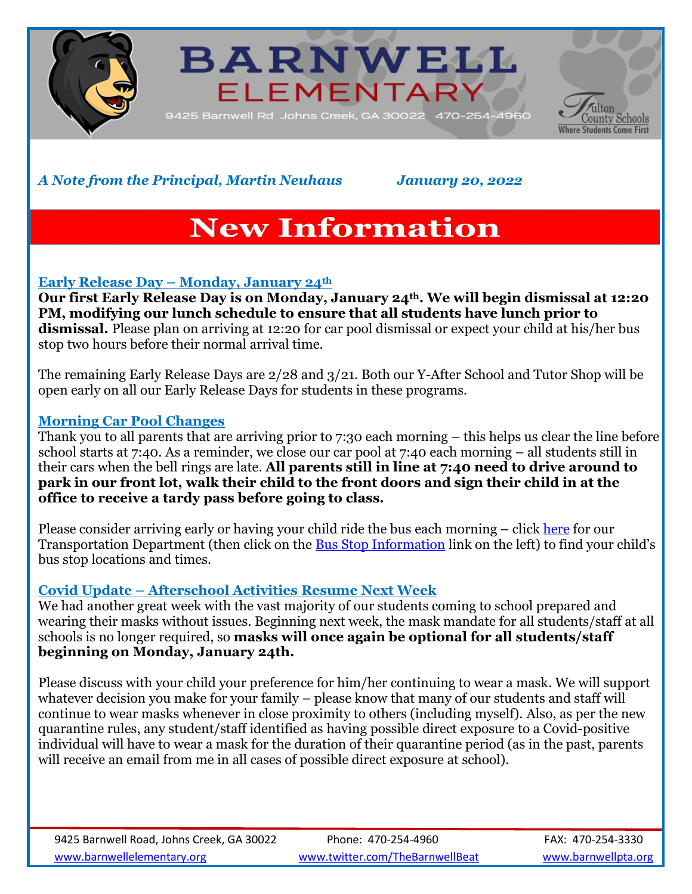# BARNWELL ELEMENTARY

9425 Barnwell Rd Johns Creek, GA 30022 470-254-4960

Fulton County Schools
Where Students Come First

***A Note from the Principal, Martin Neuhaus*** ***January 20, 2022***

# New Information

### Early Release Day – Monday, January 24th

**Our first Early Release Day is on Monday, January 24th. We will begin dismissal at 12:20 PM, modifying our lunch schedule to ensure that all students have lunch prior to dismissal.** Please plan on arriving at 12:20 for car pool dismissal or expect your child at his/her bus stop two hours before their normal arrival time.

The remaining Early Release Days are 2/28 and 3/21. Both our Y-After School and Tutor Shop will be open early on all our Early Release Days for students in these programs.

### Morning Car Pool Changes

Thank you to all parents that are arriving prior to 7:30 each morning – this helps us clear the line before school starts at 7:40. As a reminder, we close our car pool at 7:40 each morning – all students still in their cars when the bell rings are late. **All parents still in line at 7:40 need to drive around to park in our front lot, walk their child to the front doors and sign their child in at the office to receive a tardy pass before going to class.**

Please consider arriving early or having your child ride the bus each morning – click here for our Transportation Department (then click on the Bus Stop Information link on the left) to find your child's bus stop locations and times.

### Covid Update – Afterschool Activities Resume Next Week

We had another great week with the vast majority of our students coming to school prepared and wearing their masks without issues. Beginning next week, the mask mandate for all students/staff at all schools is no longer required, so **masks will once again be optional for all students/staff beginning on Monday, January 24th.**

Please discuss with your child your preference for him/her continuing to wear a mask. We will support whatever decision you make for your family – please know that many of our students and staff will continue to wear masks whenever in close proximity to others (including myself). Also, as per the new quarantine rules, any student/staff identified as having possible direct exposure to a Covid-positive individual will have to wear a mask for the duration of their quarantine period (as in the past, parents will receive an email from me in all cases of possible direct exposure at school).

9425 Barnwell Road, Johns Creek, GA 30022 Phone: 470-254-4960 FAX: 470-254-3330
www.barnwellelementary.org www.twitter.com/TheBarnwellBeat www.barnwellpta.org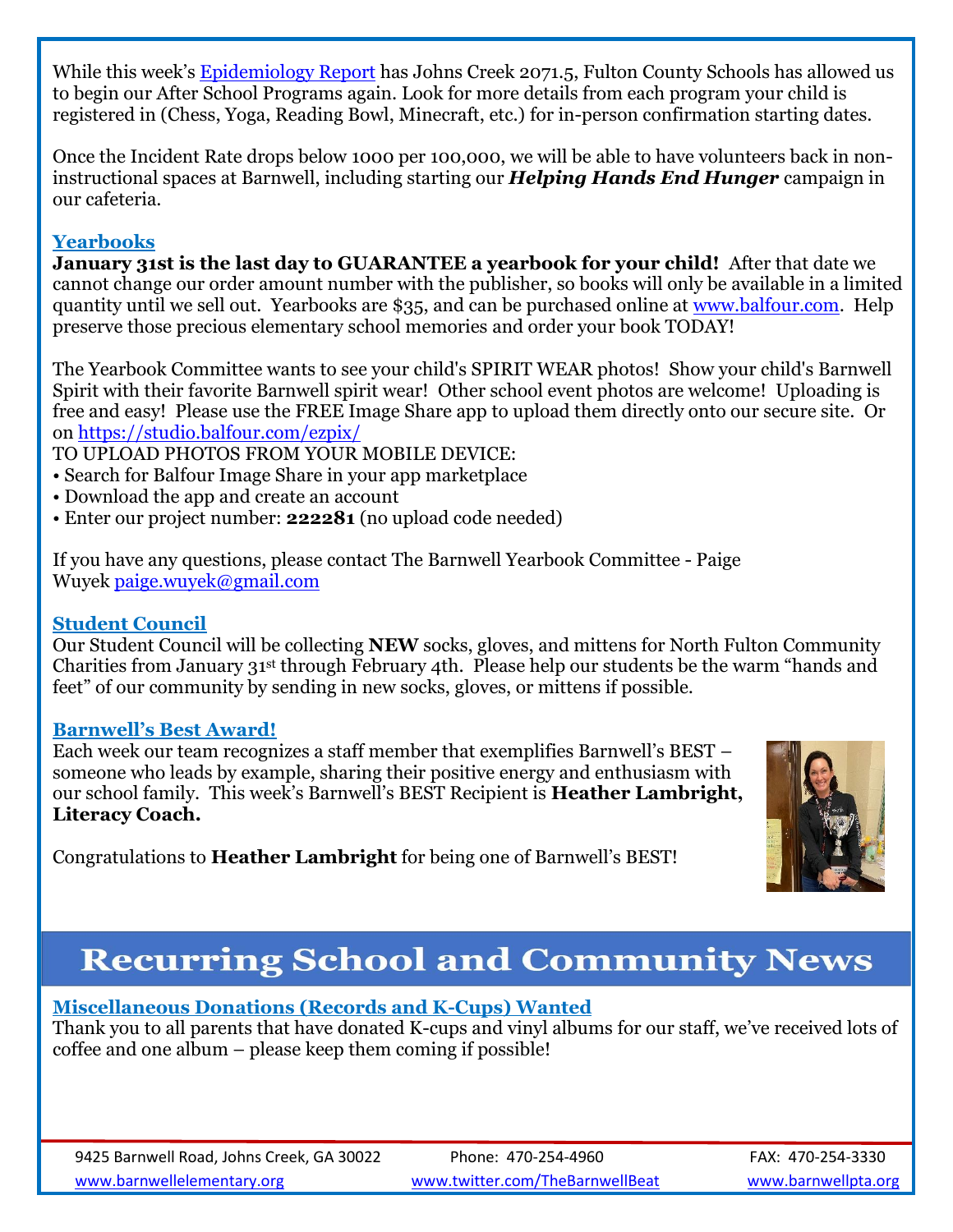While this week's [Epidemiology Report](#) has Johns Creek 2071.5, Fulton County Schools has allowed us to begin our After School Programs again. Look for more details from each program your child is registered in (Chess, Yoga, Reading Bowl, Minecraft, etc.) for in-person confirmation starting dates.

Once the Incident Rate drops below 1000 per 100,000, we will be able to have volunteers back in non-instructional spaces at Barnwell, including starting our ***Helping Hands End Hunger*** campaign in our cafeteria.

## Yearbooks

**January 31st is the last day to GUARANTEE a yearbook for your child!** After that date we cannot change our order amount number with the publisher, so books will only be available in a limited quantity until we sell out. Yearbooks are $35, and can be purchased online at www.balfour.com. Help preserve those precious elementary school memories and order your book TODAY!

The Yearbook Committee wants to see your child's SPIRIT WEAR photos! Show your child's Barnwell Spirit with their favorite Barnwell spirit wear! Other school event photos are welcome! Uploading is free and easy! Please use the FREE Image Share app to upload them directly onto our secure site. Or on https://studio.balfour.com/ezpix/

TO UPLOAD PHOTOS FROM YOUR MOBILE DEVICE:

- Search for Balfour Image Share in your app marketplace
- Download the app and create an account
- Enter our project number: **222281** (no upload code needed)

If you have any questions, please contact The Barnwell Yearbook Committee - Paige Wuyek paige.wuyek@gmail.com

## Student Council

Our Student Council will be collecting **NEW** socks, gloves, and mittens for North Fulton Community Charities from January 31st through February 4th. Please help our students be the warm "hands and feet" of our community by sending in new socks, gloves, or mittens if possible.

## Barnwell's Best Award!

Each week our team recognizes a staff member that exemplifies Barnwell's BEST – someone who leads by example, sharing their positive energy and enthusiasm with our school family. This week's Barnwell's BEST Recipient is **Heather Lambright, Literacy Coach.**

Congratulations to **Heather Lambright** for being one of Barnwell's BEST!

# Recurring School and Community News

## Miscellaneous Donations (Records and K-Cups) Wanted

Thank you to all parents that have donated K-cups and vinyl albums for our staff, we've received lots of coffee and one album – please keep them coming if possible!

9425 Barnwell Road, Johns Creek, GA 30022 | Phone: 470-254-4960 | FAX: 470-254-3330

www.barnwellelementary.org | www.twitter.com/TheBarnwellBeat | www.barnwellpta.org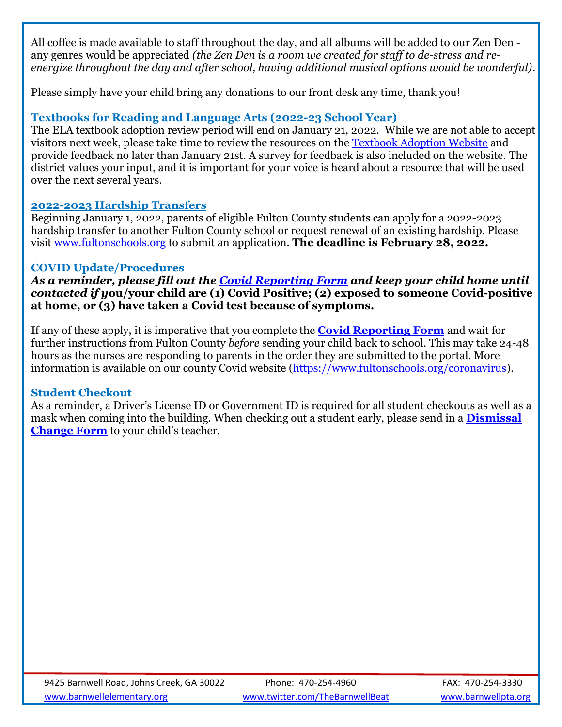All coffee is made available to staff throughout the day, and all albums will be added to our Zen Den - any genres would be appreciated *(the Zen Den is a room we created for staff to de-stress and re-energize throughout the day and after school, having additional musical options would be wonderful)*.

Please simply have your child bring any donations to our front desk any time, thank you!

### Textbooks for Reading and Language Arts (2022-23 School Year)

The ELA textbook adoption review period will end on January 21, 2022. While we are not able to accept visitors next week, please take time to review the resources on the Textbook Adoption Website and provide feedback no later than January 21st. A survey for feedback is also included on the website. The district values your input, and it is important for your voice is heard about a resource that will be used over the next several years.

### 2022-2023 Hardship Transfers

Beginning January 1, 2022, parents of eligible Fulton County students can apply for a 2022-2023 hardship transfer to another Fulton County school or request renewal of an existing hardship. Please visit www.fultonschools.org to submit an application. **The deadline is February 28, 2022.**

### COVID Update/Procedures

***As a reminder, please fill out the Covid Reporting Form and keep your child home until contacted if*** **you/your child are (1) Covid Positive; (2) exposed to someone Covid-positive at home, or (3) have taken a Covid test because of symptoms.**

If any of these apply, it is imperative that you complete the **Covid Reporting Form** and wait for further instructions from Fulton County *before* sending your child back to school. This may take 24-48 hours as the nurses are responding to parents in the order they are submitted to the portal. More information is available on our county Covid website (https://www.fultonschools.org/coronavirus).

### Student Checkout

As a reminder, a Driver's License ID or Government ID is required for all student checkouts as well as a mask when coming into the building. When checking out a student early, please send in a **Dismissal Change Form** to your child's teacher.

9425 Barnwell Road, Johns Creek, GA 30022 | Phone: 470-254-4960 | FAX: 470-254-3330

www.barnwellelementary.org | www.twitter.com/TheBarnwellBeat | www.barnwellpta.org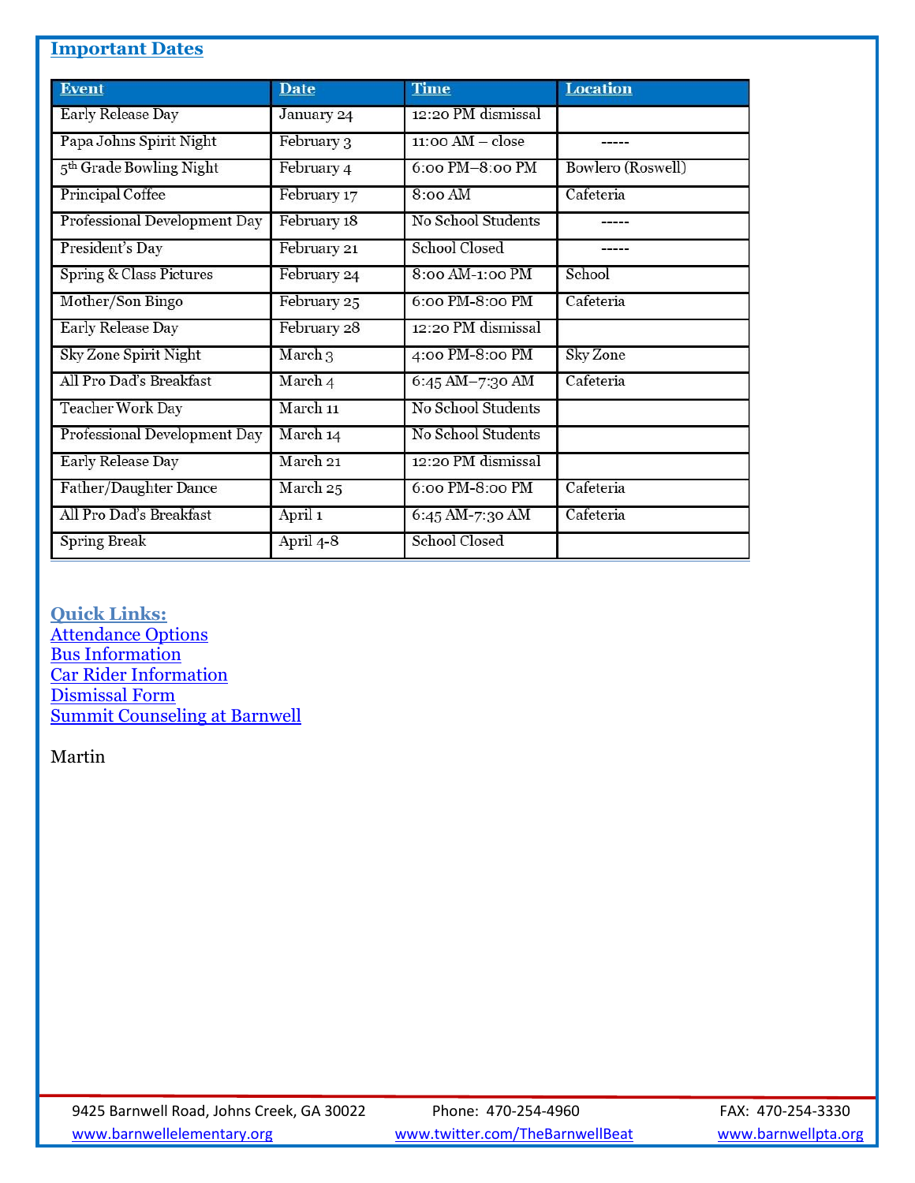## Important Dates

| Event | Date | Time | Location |
|---|---|---|---|
| Early Release Day | January 24 | 12:20 PM dismissal | |
| Papa Johns Spirit Night | February 3 | 11:00 AM – close | ----- |
| 5th Grade Bowling Night | February 4 | 6:00 PM–8:00 PM | Bowlero (Roswell) |
| Principal Coffee | February 17 | 8:00 AM | Cafeteria |
| Professional Development Day | February 18 | No School Students | ----- |
| President's Day | February 21 | School Closed | ----- |
| Spring & Class Pictures | February 24 | 8:00 AM-1:00 PM | School |
| Mother/Son Bingo | February 25 | 6:00 PM-8:00 PM | Cafeteria |
| Early Release Day | February 28 | 12:20 PM dismissal | |
| Sky Zone Spirit Night | March 3 | 4:00 PM-8:00 PM | Sky Zone |
| All Pro Dad's Breakfast | March 4 | 6:45 AM–7:30 AM | Cafeteria |
| Teacher Work Day | March 11 | No School Students | |
| Professional Development Day | March 14 | No School Students | |
| Early Release Day | March 21 | 12:20 PM dismissal | |
| Father/Daughter Dance | March 25 | 6:00 PM-8:00 PM | Cafeteria |
| All Pro Dad's Breakfast | April 1 | 6:45 AM-7:30 AM | Cafeteria |
| Spring Break | April 4-8 | School Closed | |

**Quick Links:**
Attendance Options
Bus Information
Car Rider Information
Dismissal Form
Summit Counseling at Barnwell

Martin

9425 Barnwell Road, Johns Creek, GA 30022 | Phone: 470-254-4960 | FAX: 470-254-3330
www.barnwellelementary.org | www.twitter.com/TheBarnwellBeat | www.barnwellpta.org